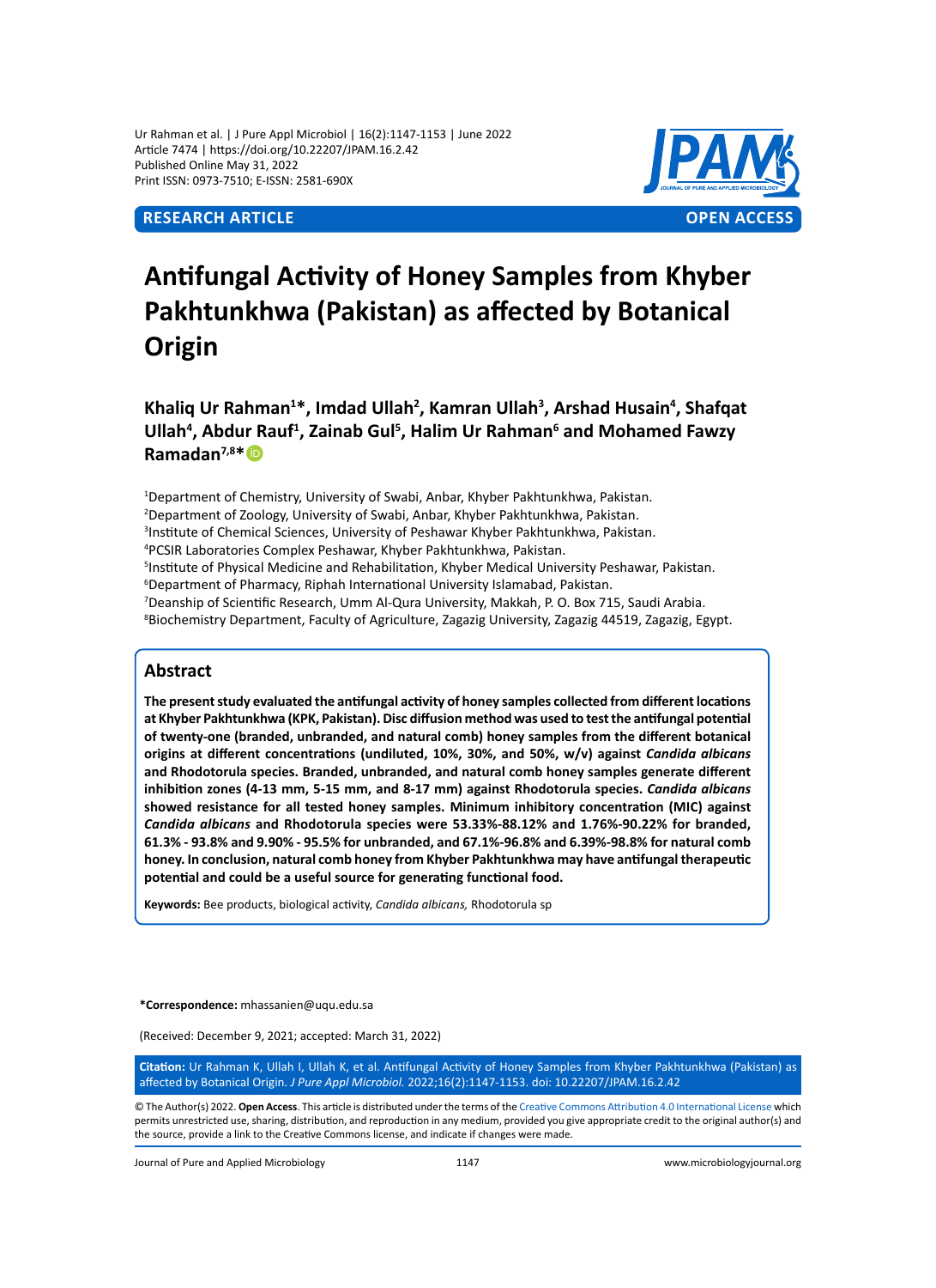Ur Rahman et al. | J Pure Appl Microbiol | 16(2):1147-1153 | June 2022
Article 7474 | https://doi.org/10.22207/JPAM.16.2.42
Published Online May 31, 2022
Print ISSN: 0973-7510; E-ISSN: 2581-690X

**RESEARCH ARTICLE** **OPEN ACCESS**

# Antifungal Activity of Honey Samples from Khyber Pakhtunkhwa (Pakistan) as affected by Botanical Origin

**Khaliq Ur Rahman[1]\*, Imdad Ullah[2], Kamran Ullah[3], Arshad Husain[4], Shafqat Ullah[4], Abdur Rauf[1], Zainab Gul[5], Halim Ur Rahman[6] and Mohamed Fawzy Ramadan[7,8]\***

[1]Department of Chemistry, University of Swabi, Anbar, Khyber Pakhtunkhwa, Pakistan.
[2]Department of Zoology, University of Swabi, Anbar, Khyber Pakhtunkhwa, Pakistan.
[3]Institute of Chemical Sciences, University of Peshawar Khyber Pakhtunkhwa, Pakistan.
[4]PCSIR Laboratories Complex Peshawar, Khyber Pakhtunkhwa, Pakistan.
[5]Institute of Physical Medicine and Rehabilitation, Khyber Medical University Peshawar, Pakistan.
[6]Department of Pharmacy, Riphah International University Islamabad, Pakistan.
[7]Deanship of Scientific Research, Umm Al-Qura University, Makkah, P. O. Box 715, Saudi Arabia.
[8]Biochemistry Department, Faculty of Agriculture, Zagazig University, Zagazig 44519, Zagazig, Egypt.

## Abstract

**The present study evaluated the antifungal activity of honey samples collected from different locations at Khyber Pakhtunkhwa (KPK, Pakistan). Disc diffusion method was used to test the antifungal potential of twenty-one (branded, unbranded, and natural comb) honey samples from the different botanical origins at different concentrations (undiluted, 10%, 30%, and 50%, w/v) against *Candida albicans* and Rhodotorula species. Branded, unbranded, and natural comb honey samples generate different inhibition zones (4-13 mm, 5-15 mm, and 8-17 mm) against Rhodotorula species. *Candida albicans* showed resistance for all tested honey samples. Minimum inhibitory concentration (MIC) against *Candida albicans* and Rhodotorula species were 53.33%-88.12% and 1.76%-90.22% for branded, 61.3% - 93.8% and 9.90% - 95.5% for unbranded, and 67.1%-96.8% and 6.39%-98.8% for natural comb honey. In conclusion, natural comb honey from Khyber Pakhtunkhwa may have antifungal therapeutic potential and could be a useful source for generating functional food.**

**Keywords:** Bee products, biological activity, *Candida albicans,* Rhodotorula sp

**\*Correspondence:** mhassanien@uqu.edu.sa

(Received: December 9, 2021; accepted: March 31, 2022)

**Citation:** Ur Rahman K, Ullah I, Ullah K, et al. Antifungal Activity of Honey Samples from Khyber Pakhtunkhwa (Pakistan) as affected by Botanical Origin. *J Pure Appl Microbiol.* 2022;16(2):1147-1153. doi: 10.22207/JPAM.16.2.42

© The Author(s) 2022. **Open Access**. This article is distributed under the terms of the Creative Commons Attribution 4.0 International License which permits unrestricted use, sharing, distribution, and reproduction in any medium, provided you give appropriate credit to the original author(s) and the source, provide a link to the Creative Commons license, and indicate if changes were made.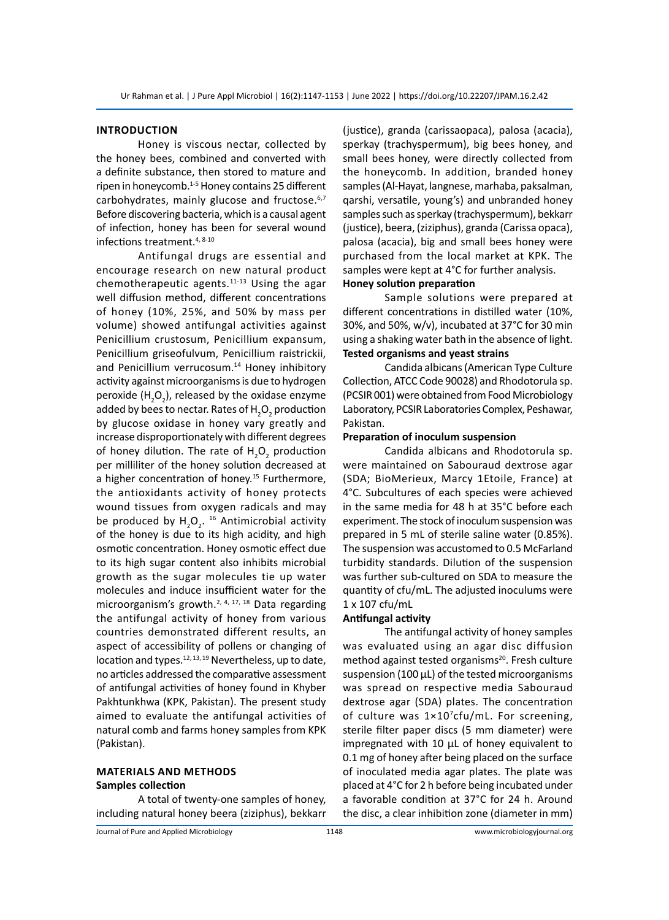## INTRODUCTION

Honey is viscous nectar, collected by the honey bees, combined and converted with a definite substance, then stored to mature and ripen in honeycomb.[1-5] Honey contains 25 different carbohydrates, mainly glucose and fructose.[6,7] Before discovering bacteria, which is a causal agent of infection, honey has been for several wound infections treatment.[4, 8-10]

Antifungal drugs are essential and encourage research on new natural product chemotherapeutic agents.[11-13] Using the agar well diffusion method, different concentrations of honey (10%, 25%, and 50% by mass per volume) showed antifungal activities against Penicillium crustosum, Penicillium expansum, Penicillium griseofulvum, Penicillium raistrickii, and Penicillium verrucosum.[14] Honey inhibitory activity against microorganisms is due to hydrogen peroxide ($H_2O_2$), released by the oxidase enzyme added by bees to nectar. Rates of $H_2O_2$ production by glucose oxidase in honey vary greatly and increase disproportionately with different degrees of honey dilution. The rate of $H_2O_2$ production per milliliter of the honey solution decreased at a higher concentration of honey.[15] Furthermore, the antioxidants activity of honey protects wound tissues from oxygen radicals and may be produced by $H_2O_2$.[16] Antimicrobial activity of the honey is due to its high acidity, and high osmotic concentration. Honey osmotic effect due to its high sugar content also inhibits microbial growth as the sugar molecules tie up water molecules and induce insufficient water for the microorganism's growth.[2, 4, 17, 18] Data regarding the antifungal activity of honey from various countries demonstrated different results, an aspect of accessibility of pollens or changing of location and types.[12, 13, 19] Nevertheless, up to date, no articles addressed the comparative assessment of antifungal activities of honey found in Khyber Pakhtunkhwa (KPK, Pakistan). The present study aimed to evaluate the antifungal activities of natural comb and farms honey samples from KPK (Pakistan).

## MATERIALS AND METHODS

### Samples collection

A total of twenty-one samples of honey, including natural honey beera (ziziphus), bekkarr (justice), granda (carissaopaca), palosa (acacia), sperkay (trachyspermum), big bees honey, and small bees honey, were directly collected from the honeycomb. In addition, branded honey samples (Al-Hayat, langnese, marhaba, paksalman, qarshi, versatile, young's) and unbranded honey samples such as sperkay (trachyspermum), bekkarr (justice), beera, (ziziphus), granda (Carissa opaca), palosa (acacia), big and small bees honey were purchased from the local market at KPK. The samples were kept at 4°C for further analysis.

### Honey solution preparation

Sample solutions were prepared at different concentrations in distilled water (10%, 30%, and 50%, w/v), incubated at 37°C for 30 min using a shaking water bath in the absence of light.

### Tested organisms and yeast strains

Candida albicans (American Type Culture Collection, ATCC Code 90028) and Rhodotorula sp. (PCSIR 001) were obtained from Food Microbiology Laboratory, PCSIR Laboratories Complex, Peshawar, Pakistan.

### Preparation of inoculum suspension

Candida albicans and Rhodotorula sp. were maintained on Sabouraud dextrose agar (SDA; BioMerieux, Marcy 1Etoile, France) at 4°C. Subcultures of each species were achieved in the same media for 48 h at 35°C before each experiment. The stock of inoculum suspension was prepared in 5 mL of sterile saline water (0.85%). The suspension was accustomed to 0.5 McFarland turbidity standards. Dilution of the suspension was further sub-cultured on SDA to measure the quantity of cfu/mL. The adjusted inoculums were 1 x 107 cfu/mL

### Antifungal activity

The antifungal activity of honey samples was evaluated using an agar disc diffusion method against tested organisms[20]. Fresh culture suspension (100 µL) of the tested microorganisms was spread on respective media Sabouraud dextrose agar (SDA) plates. The concentration of culture was $1\times10^7$cfu/mL. For screening, sterile filter paper discs (5 mm diameter) were impregnated with 10 µL of honey equivalent to 0.1 mg of honey after being placed on the surface of inoculated media agar plates. The plate was placed at 4°C for 2 h before being incubated under a favorable condition at 37°C for 24 h. Around the disc, a clear inhibition zone (diameter in mm)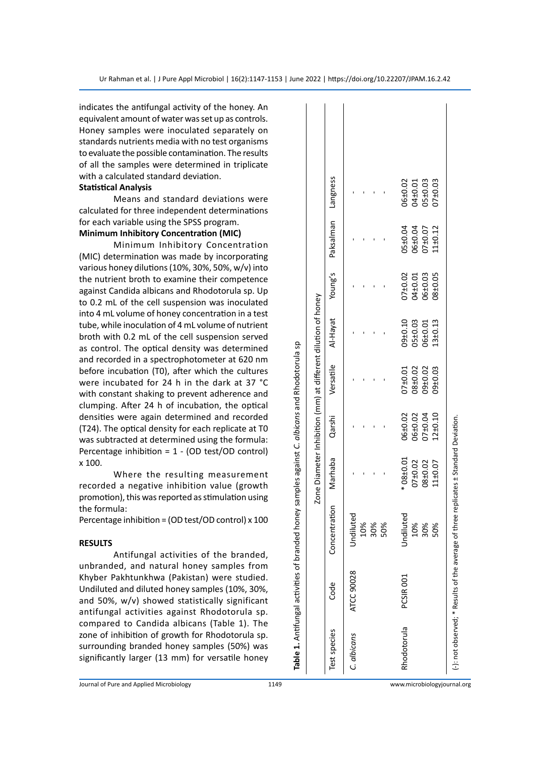indicates the antifungal activity of the honey. An equivalent amount of water was set up as controls. Honey samples were inoculated separately on standards nutrients media with no test organisms to evaluate the possible contamination. The results of all the samples were determined in triplicate with a calculated standard deviation.

**Statistical Analysis**

Means and standard deviations were calculated for three independent determinations for each variable using the SPSS program.

**Minimum Inhibitory Concentration (MIC)**

Minimum Inhibitory Concentration (MIC) determination was made by incorporating various honey dilutions (10%, 30%, 50%, w/v) into the nutrient broth to examine their competence against Candida albicans and Rhodotorula sp. Up to 0.2 mL of the cell suspension was inoculated into 4 mL volume of honey concentration in a test tube, while inoculation of 4 mL volume of nutrient broth with 0.2 mL of the cell suspension served as control. The optical density was determined and recorded in a spectrophotometer at 620 nm before incubation (T0), after which the cultures were incubated for 24 h in the dark at 37 °C with constant shaking to prevent adherence and clumping. After 24 h of incubation, the optical densities were again determined and recorded (T24). The optical density for each replicate at T0 was subtracted at determined using the formula: Percentage inhibition = 1 - (OD test/OD control) x 100.

Where the resulting measurement recorded a negative inhibition value (growth promotion), this was reported as stimulation using the formula:

Percentage inhibition = (OD test/OD control) x 100

## RESULTS

Antifungal activities of the branded, unbranded, and natural honey samples from Khyber Pakhtunkhwa (Pakistan) were studied. Undiluted and diluted honey samples (10%, 30%, and 50%, w/v) showed statistically significant antifungal activities against Rhodotorula sp. compared to Candida albicans (Table 1). The zone of inhibition of growth for Rhodotorula sp. surrounding branded honey samples (50%) was significantly larger (13 mm) for versatile honey

**Table 1.** Antifungal activities of branded honey samples against *C. albicans* and Rhodotorula sp

| Test species | Code | Concentration | Zone Diameter Inhibition (mm) at different dilution of honey | | | | | | |
|---|---|---|---|---|---|---|---|---|---|
| | | | Marhaba | Qarshi | Versatile | Al-Hayat | Young's | Paksalman | Langness |
| *C. albicans* | ATCC 90028 | Undiluted | - | - | - | - | - | - | - |
| | | 10% | - | - | - | - | - | - | - |
| | | 30% | - | - | - | - | - | - | - |
| | | 50% | - | - | - | - | - | - | - |
| Rhodotorula | PCSIR 001 | Undiluted | * 08±0.01 | 06±0.02 | 07±0.01 | 09±0.10 | 07±0.02 | 05±0.04 | 06±0.02 |
| | | 10% | 07±0.02 | 06±0.02 | 08±0.02 | 05±0.03 | 04±0.01 | 06±0.04 | 04±0.01 |
| | | 30% | 08±0.02 | 07±0.04 | 09±0.02 | 06±0.01 | 06±0.03 | 07±0.07 | 05±0.03 |
| | | 50% | 11±0.07 | 12±0.10 | 09±0.03 | 13±0.13 | 08±0.05 | 11±0.12 | 07±0.03 |

(-): not observed; * Results of the average of three replicates ± Standard Deviation.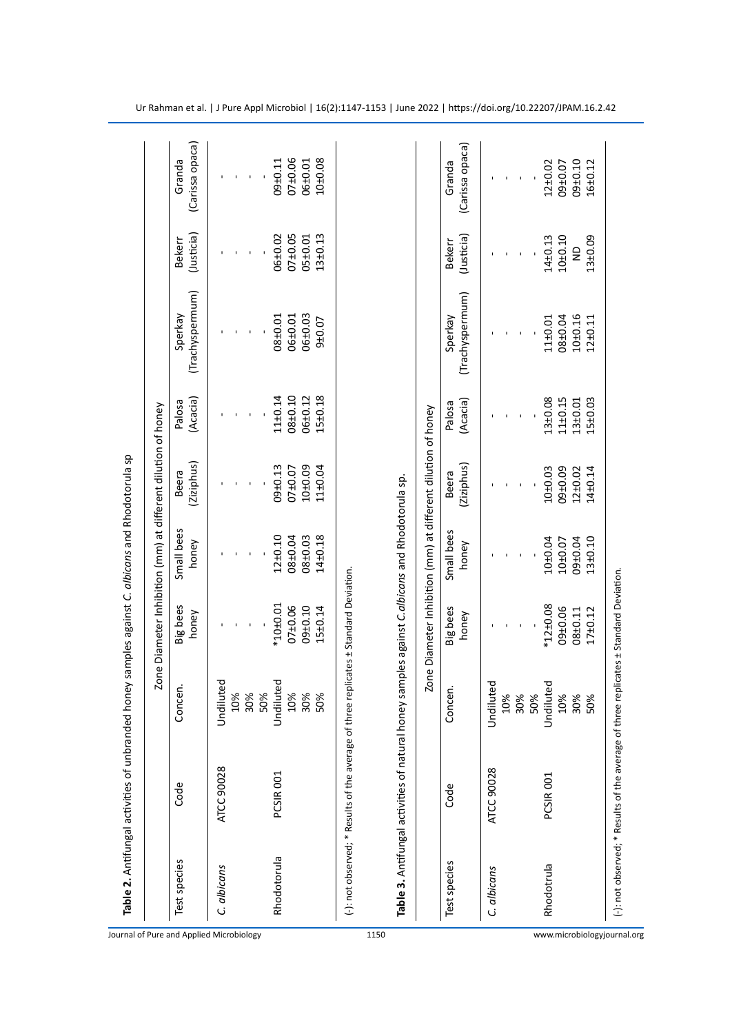**Table 2.** Antifungal activities of unbranded honey samples against *C. albicans* and Rhodotorula sp

| Test species | Code | Concen. | Zone Diameter Inhibition (mm) at different dilution of honey | | | | | | |
|---|---|---|---|---|---|---|---|---|---|
| | | | Big bees honey | Small bees honey | Beera (Ziziphus) | Palosa (Acacia) | Sperkay (Trachyspermum) | Bekerr (Justicia) | Granda (Carissa opaca) |
| *C. albicans* | ATCC 90028 | Undiluted | - | - | - | - | - | - | - |
| | | 10% | - | - | - | - | - | - | - |
| | | 30% | - | - | - | - | - | - | - |
| | | 50% | - | - | - | - | - | - | - |
| Rhodotorula | PCSIR 001 | Undiluted | *10±0.01 | 12±0.10 | 09±0.13 | 11±0.14 | 08±0.01 | 06±0.02 | 09±0.11 |
| | | 10% | 07±0.06 | 08±0.04 | 07±0.07 | 08±0.10 | 06±0.01 | 07±0.05 | 07±0.06 |
| | | 30% | 09±0.10 | 08±0.03 | 10±0.09 | 06±0.12 | 06±0.03 | 05±0.01 | 06±0.01 |
| | | 50% | 15±0.14 | 14±0.18 | 11±0.04 | 15±0.18 | 9±0.07 | 13±0.13 | 10±0.08 |

(-): not observed; * Results of the average of three replicates ± Standard Deviation.

**Table 3.** Antifungal activities of natural honey samples against *C.albicans* and Rhodotorula sp.

| Test species | Code | Concen. | Zone Diameter Inhibition (mm) at different dilution of honey | | | | | | |
|---|---|---|---|---|---|---|---|---|---|
| | | | Big bees honey | Small bees honey | Beera (Ziziphus) | Palosa (Acacia) | Sperkay (Trachyspermum) | Bekerr (Justicia) | Granda (Carissa opaca) |
| *C. albicans* | ATCC 90028 | Undiluted | - | - | - | - | - | - | - |
| | | 10% | - | - | - | - | - | - | - |
| | | 30% | - | - | - | - | - | - | - |
| | | 50% | - | - | - | - | - | - | - |
| Rhodotrula | PCSIR 001 | Undiluted | *12±0.08 | 10±0.04 | 10±0.03 | 13±0.08 | 11±0.01 | 14±0.13 | 12±0.02 |
| | | 10% | 09±0.06 | 10±0.07 | 09±0.09 | 11±0.15 | 08±0.04 | 10±0.10 | 09±0.07 |
| | | 30% | 08±0.11 | 09±0.04 | 12±0.02 | 13±0.01 | 10±0.16 | ND | 09±0.10 |
| | | 50% | 17±0.12 | 13±0.10 | 14±0.14 | 15±0.03 | 12±0.11 | 13±0.09 | 16±0.12 |

(-): not observed; * Results of the average of three replicates ± Standard Deviation.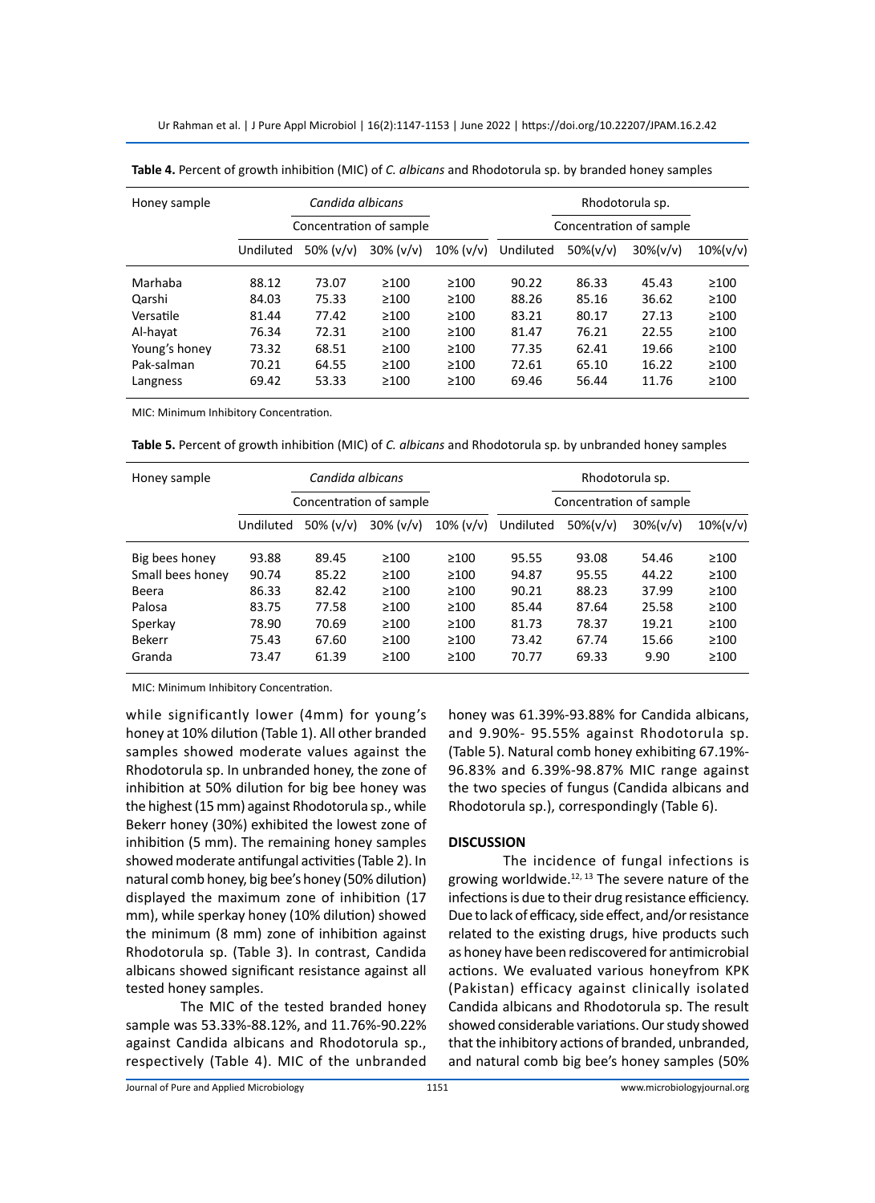**Table 4.** Percent of growth inhibition (MIC) of *C. albicans* and Rhodotorula sp. by branded honey samples

| Honey sample | *Candida albicans* | | | | Rhodotorula sp. | | | |
|---|---|---|---|---|---|---|---|---|
| | Concentration of sample | | | | Concentration of sample | | | |
| | Undiluted | 50% (v/v) | 30% (v/v) | 10% (v/v) | Undiluted | 50%(v/v) | 30%(v/v) | 10%(v/v) |
| Marhaba | 88.12 | 73.07 | ≥100 | ≥100 | 90.22 | 86.33 | 45.43 | ≥100 |
| Qarshi | 84.03 | 75.33 | ≥100 | ≥100 | 88.26 | 85.16 | 36.62 | ≥100 |
| Versatile | 81.44 | 77.42 | ≥100 | ≥100 | 83.21 | 80.17 | 27.13 | ≥100 |
| Al-hayat | 76.34 | 72.31 | ≥100 | ≥100 | 81.47 | 76.21 | 22.55 | ≥100 |
| Young's honey | 73.32 | 68.51 | ≥100 | ≥100 | 77.35 | 62.41 | 19.66 | ≥100 |
| Pak-salman | 70.21 | 64.55 | ≥100 | ≥100 | 72.61 | 65.10 | 16.22 | ≥100 |
| Langness | 69.42 | 53.33 | ≥100 | ≥100 | 69.46 | 56.44 | 11.76 | ≥100 |

MIC: Minimum Inhibitory Concentration.

**Table 5.** Percent of growth inhibition (MIC) of *C. albicans* and Rhodotorula sp. by unbranded honey samples

| Honey sample | *Candida albicans* | | | | Rhodotorula sp. | | | |
|---|---|---|---|---|---|---|---|---|
| | Concentration of sample | | | | Concentration of sample | | | |
| | Undiluted | 50% (v/v) | 30% (v/v) | 10% (v/v) | Undiluted | 50%(v/v) | 30%(v/v) | 10%(v/v) |
| Big bees honey | 93.88 | 89.45 | ≥100 | ≥100 | 95.55 | 93.08 | 54.46 | ≥100 |
| Small bees honey | 90.74 | 85.22 | ≥100 | ≥100 | 94.87 | 95.55 | 44.22 | ≥100 |
| Beera | 86.33 | 82.42 | ≥100 | ≥100 | 90.21 | 88.23 | 37.99 | ≥100 |
| Palosa | 83.75 | 77.58 | ≥100 | ≥100 | 85.44 | 87.64 | 25.58 | ≥100 |
| Sperkay | 78.90 | 70.69 | ≥100 | ≥100 | 81.73 | 78.37 | 19.21 | ≥100 |
| Bekerr | 75.43 | 67.60 | ≥100 | ≥100 | 73.42 | 67.74 | 15.66 | ≥100 |
| Granda | 73.47 | 61.39 | ≥100 | ≥100 | 70.77 | 69.33 | 9.90 | ≥100 |

MIC: Minimum Inhibitory Concentration.

while significantly lower (4mm) for young's honey at 10% dilution (Table 1). All other branded samples showed moderate values against the Rhodotorula sp. In unbranded honey, the zone of inhibition at 50% dilution for big bee honey was the highest (15 mm) against Rhodotorula sp., while Bekerr honey (30%) exhibited the lowest zone of inhibition (5 mm). The remaining honey samples showed moderate antifungal activities (Table 2). In natural comb honey, big bee's honey (50% dilution) displayed the maximum zone of inhibition (17 mm), while sperkay honey (10% dilution) showed the minimum (8 mm) zone of inhibition against Rhodotorula sp. (Table 3). In contrast, Candida albicans showed significant resistance against all tested honey samples.

The MIC of the tested branded honey sample was 53.33%-88.12%, and 11.76%-90.22% against Candida albicans and Rhodotorula sp., respectively (Table 4). MIC of the unbranded honey was 61.39%-93.88% for Candida albicans, and 9.90%- 95.55% against Rhodotorula sp. (Table 5). Natural comb honey exhibiting 67.19%-96.83% and 6.39%-98.87% MIC range against the two species of fungus (Candida albicans and Rhodotorula sp.), correspondingly (Table 6).

## DISCUSSION

The incidence of fungal infections is growing worldwide.[12, 13] The severe nature of the infections is due to their drug resistance efficiency. Due to lack of efficacy, side effect, and/or resistance related to the existing drugs, hive products such as honey have been rediscovered for antimicrobial actions. We evaluated various honeyfrom KPK (Pakistan) efficacy against clinically isolated Candida albicans and Rhodotorula sp. The result showed considerable variations. Our study showed that the inhibitory actions of branded, unbranded, and natural comb big bee's honey samples (50%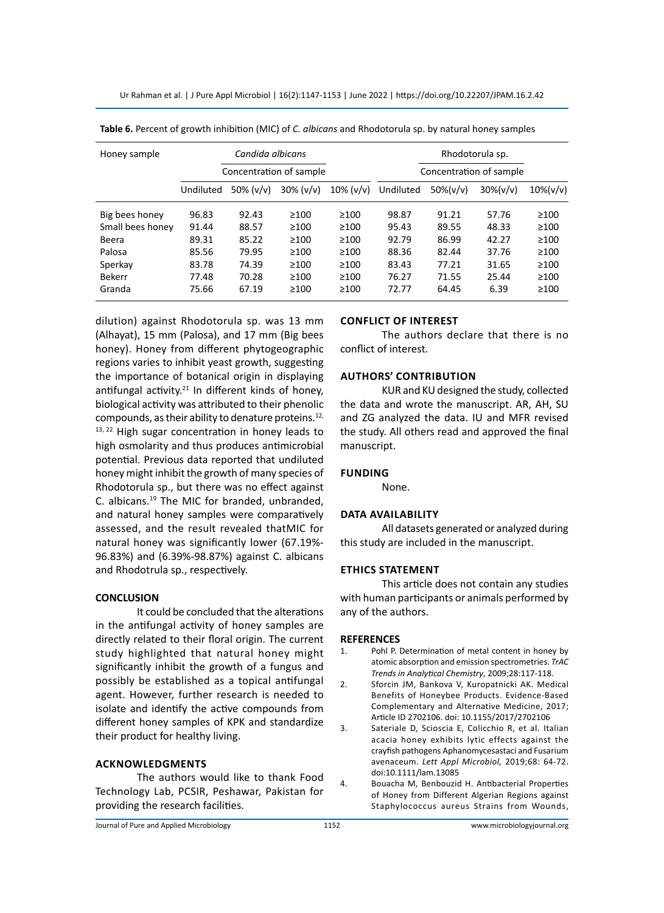**Table 6.** Percent of growth inhibition (MIC) of *C. albicans* and Rhodotorula sp. by natural honey samples

| Honey sample | *Candida albicans* | | | | Rhodotorula sp. | | | |
|---|---|---|---|---|---|---|---|---|
| | Concentration of sample | | | | Concentration of sample | | | |
| | Undiluted | 50% (v/v) | 30% (v/v) | 10% (v/v) | Undiluted | 50%(v/v) | 30%(v/v) | 10%(v/v) |
| Big bees honey | 96.83 | 92.43 | ≥100 | ≥100 | 98.87 | 91.21 | 57.76 | ≥100 |
| Small bees honey | 91.44 | 88.57 | ≥100 | ≥100 | 95.43 | 89.55 | 48.33 | ≥100 |
| Beera | 89.31 | 85.22 | ≥100 | ≥100 | 92.79 | 86.99 | 42.27 | ≥100 |
| Palosa | 85.56 | 79.95 | ≥100 | ≥100 | 88.36 | 82.44 | 37.76 | ≥100 |
| Sperkay | 83.78 | 74.39 | ≥100 | ≥100 | 83.43 | 77.21 | 31.65 | ≥100 |
| Bekerr | 77.48 | 70.28 | ≥100 | ≥100 | 76.27 | 71.55 | 25.44 | ≥100 |
| Granda | 75.66 | 67.19 | ≥100 | ≥100 | 72.77 | 64.45 | 6.39 | ≥100 |

dilution) against Rhodotorula sp. was 13 mm (Alhayat), 15 mm (Palosa), and 17 mm (Big bees honey). Honey from different phytogeographic regions varies to inhibit yeast growth, suggesting the importance of botanical origin in displaying antifungal activity.[21] In different kinds of honey, biological activity was attributed to their phenolic compounds, as their ability to denature proteins.[12, 13, 22] High sugar concentration in honey leads to high osmolarity and thus produces antimicrobial potential. Previous data reported that undiluted honey might inhibit the growth of many species of Rhodotorula sp., but there was no effect against C. albicans.[19] The MIC for branded, unbranded, and natural honey samples were comparatively assessed, and the result revealed thatMIC for natural honey was significantly lower (67.19%-96.83%) and (6.39%-98.87%) against C. albicans and Rhodotrula sp., respectively.

## CONCLUSION

It could be concluded that the alterations in the antifungal activity of honey samples are directly related to their floral origin. The current study highlighted that natural honey might significantly inhibit the growth of a fungus and possibly be established as a topical antifungal agent. However, further research is needed to isolate and identify the active compounds from different honey samples of KPK and standardize their product for healthy living.

## ACKNOWLEDGMENTS

The authors would like to thank Food Technology Lab, PCSIR, Peshawar, Pakistan for providing the research facilities.

## CONFLICT OF INTEREST

The authors declare that there is no conflict of interest.

## AUTHORS' CONTRIBUTION

KUR and KU designed the study, collected the data and wrote the manuscript. AR, AH, SU and ZG analyzed the data. IU and MFR revised the study. All others read and approved the final manuscript.

## FUNDING

None.

## DATA AVAILABILITY

All datasets generated or analyzed during this study are included in the manuscript.

## ETHICS STATEMENT

This article does not contain any studies with human participants or animals performed by any of the authors.

## REFERENCES

1. Pohl P. Determination of metal content in honey by atomic absorption and emission spectrometries. *TrAC Trends in Analytical Chemistry*, 2009;28:117-118.
2. Sforcin JM, Bankova V, Kuropatnicki AK. Medical Benefits of Honeybee Products. Evidence-Based Complementary and Alternative Medicine, 2017; Article ID 2702106. doi: 10.1155/2017/2702106
3. Sateriale D, Scioscia E, Colicchio R, et al. Italian acacia honey exhibits lytic effects against the crayfish pathogens Aphanomycesastaci and Fusarium avenaceum. *Lett Appl Microbiol,* 2019;68: 64-72. doi:10.1111/lam.13085
4. Bouacha M, Benbouzid H. Antibacterial Properties of Honey from Different Algerian Regions against Staphylococcus aureus Strains from Wounds,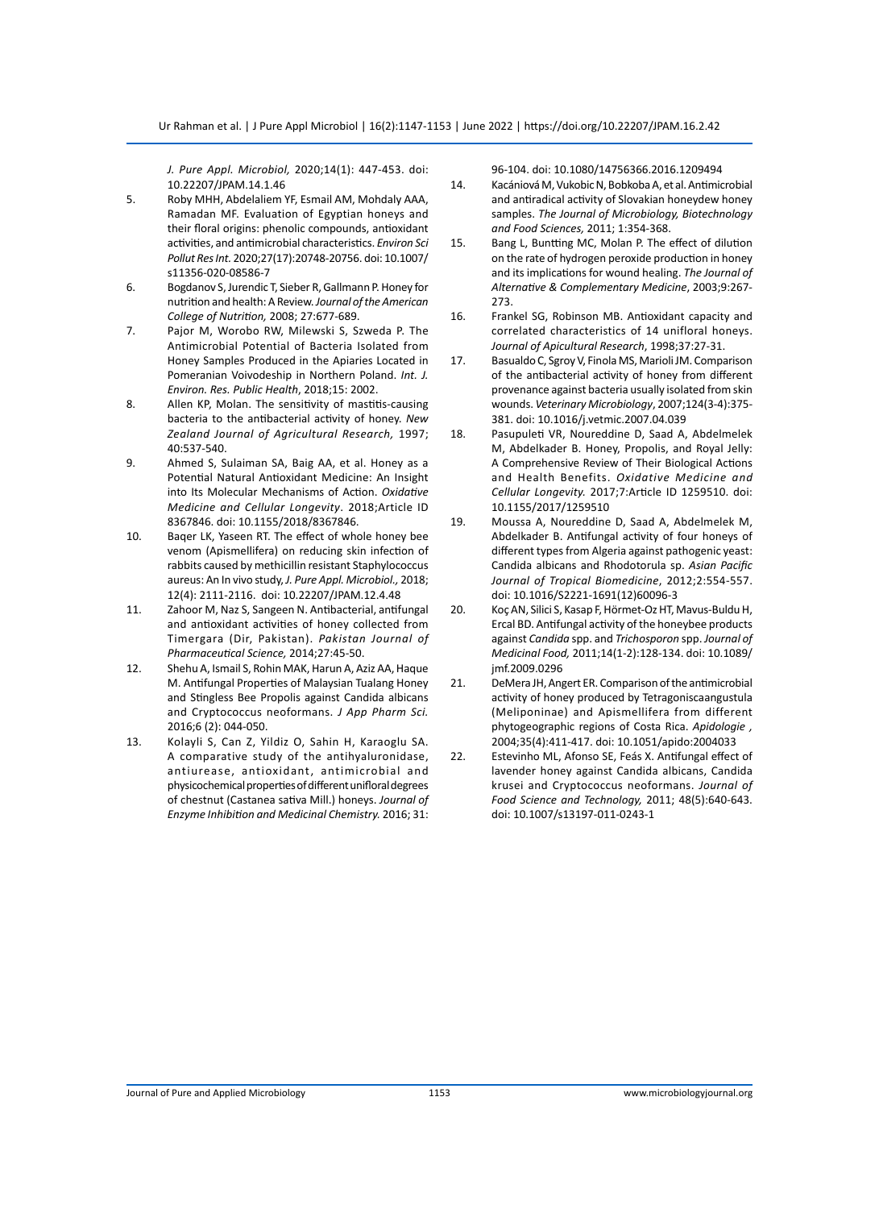*J. Pure Appl. Microbiol,* 2020;14(1): 447-453. doi: 10.22207/JPAM.14.1.46

5. Roby MHH, Abdelaliem YF, Esmail AM, Mohdaly AAA, Ramadan MF. Evaluation of Egyptian honeys and their floral origins: phenolic compounds, antioxidant activities, and antimicrobial characteristics. *Environ Sci Pollut Res Int.* 2020;27(17):20748-20756. doi: 10.1007/s11356-020-08586-7
6. Bogdanov S, Jurendic T, Sieber R, Gallmann P. Honey for nutrition and health: A Review. *Journal of the American College of Nutrition,* 2008; 27:677-689.
7. Pajor M, Worobo RW, Milewski S, Szweda P. The Antimicrobial Potential of Bacteria Isolated from Honey Samples Produced in the Apiaries Located in Pomeranian Voivodeship in Northern Poland. *Int. J. Environ. Res. Public Health*, 2018;15: 2002.
8. Allen KP, Molan. The sensitivity of mastitis-causing bacteria to the antibacterial activity of honey. *New Zealand Journal of Agricultural Research,* 1997; 40:537-540.
9. Ahmed S, Sulaiman SA, Baig AA, et al. Honey as a Potential Natural Antioxidant Medicine: An Insight into Its Molecular Mechanisms of Action. *Oxidative Medicine and Cellular Longevity*. 2018;Article ID 8367846. doi: 10.1155/2018/8367846.
10. Baqer LK, Yaseen RT. The effect of whole honey bee venom (Apismellifera) on reducing skin infection of rabbits caused by methicillin resistant Staphylococcus aureus: An In vivo study, *J. Pure Appl. Microbiol.,* 2018; 12(4): 2111-2116. doi: 10.22207/JPAM.12.4.48
11. Zahoor M, Naz S, Sangeen N. Antibacterial, antifungal and antioxidant activities of honey collected from Timergara (Dir, Pakistan). *Pakistan Journal of Pharmaceutical Science,* 2014;27:45-50.
12. Shehu A, Ismail S, Rohin MAK, Harun A, Aziz AA, Haque M. Antifungal Properties of Malaysian Tualang Honey and Stingless Bee Propolis against Candida albicans and Cryptococcus neoformans. *J App Pharm Sci.* 2016;6 (2): 044-050.
13. Kolayli S, Can Z, Yildiz O, Sahin H, Karaoglu SA. A comparative study of the antihyaluronidase, antiurease, antioxidant, antimicrobial and physicochemical properties of different unifloral degrees of chestnut (Castanea sativa Mill.) honeys. *Journal of Enzyme Inhibition and Medicinal Chemistry.* 2016; 31: 96-104. doi: 10.1080/14756366.2016.1209494
14. Kacániová M, Vukobic N, Bobkoba A, et al. Antimicrobial and antiradical activity of Slovakian honeydew honey samples. *The Journal of Microbiology, Biotechnology and Food Sciences,* 2011; 1:354-368.
15. Bang L, Buntting MC, Molan P. The effect of dilution on the rate of hydrogen peroxide production in honey and its implications for wound healing. *The Journal of Alternative & Complementary Medicine*, 2003;9:267-273.
16. Frankel SG, Robinson MB. Antioxidant capacity and correlated characteristics of 14 unifloral honeys. *Journal of Apicultural Research*, 1998;37:27-31.
17. Basualdo C, Sgroy V, Finola MS, Marioli JM. Comparison of the antibacterial activity of honey from different provenance against bacteria usually isolated from skin wounds. *Veterinary Microbiology*, 2007;124(3-4):375-381. doi: 10.1016/j.vetmic.2007.04.039
18. Pasupuleti VR, Noureddine D, Saad A, Abdelmelek M, Abdelkader B. Honey, Propolis, and Royal Jelly: A Comprehensive Review of Their Biological Actions and Health Benefits. *Oxidative Medicine and Cellular Longevity.* 2017;7:Article ID 1259510. doi: 10.1155/2017/1259510
19. Moussa A, Noureddine D, Saad A, Abdelmelek M, Abdelkader B. Antifungal activity of four honeys of different types from Algeria against pathogenic yeast: Candida albicans and Rhodotorula sp. *Asian Pacific Journal of Tropical Biomedicine*, 2012;2:554-557. doi: 10.1016/S2221-1691(12)60096-3
20. Koç AN, Silici S, Kasap F, Hörmet-Oz HT, Mavus-Buldu H, Ercal BD. Antifungal activity of the honeybee products against *Candida* spp. and *Trichosporon* spp. *Journal of Medicinal Food,* 2011;14(1-2):128-134. doi: 10.1089/jmf.2009.0296
21. DeMera JH, Angert ER. Comparison of the antimicrobial activity of honey produced by Tetragoniscaangustula (Meliponinae) and Apismellifera from different phytogeographic regions of Costa Rica. *Apidologie ,* 2004;35(4):411-417. doi: 10.1051/apido:2004033
22. Estevinho ML, Afonso SE, Feás X. Antifungal effect of lavender honey against Candida albicans, Candida krusei and Cryptococcus neoformans. *Journal of Food Science and Technology,* 2011; 48(5):640-643. doi: 10.1007/s13197-011-0243-1